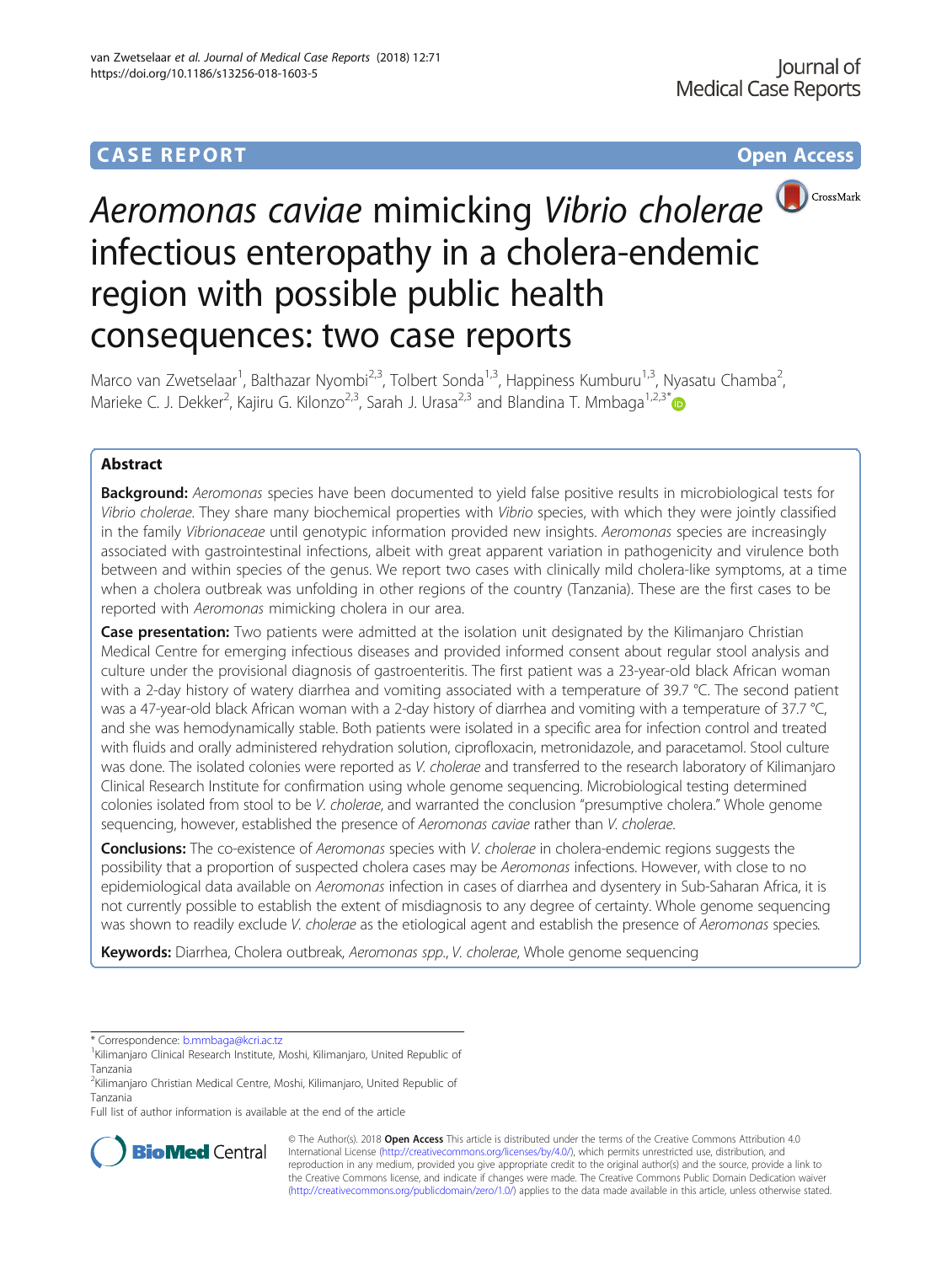CASE REPORT

Open Access

# *Aeromonas caviae* mimicking *Vibrio cholerae* infectious enteropathy in a cholera-endemic region with possible public health consequences: two case reports

Marco van Zwetselaar[1], Balthazar Nyombi[2,3], Tolbert Sonda[1,3], Happiness Kumburu[1,3], Nyasatu Chamba[2], Marieke C. J. Dekker[2], Kajiru G. Kilonzo[2,3], Sarah J. Urasa[2,3] and Blandina T. Mmbaga[1,2,3*]

## Abstract

**Background:** *Aeromonas* species have been documented to yield false positive results in microbiological tests for *Vibrio cholerae*. They share many biochemical properties with *Vibrio* species, with which they were jointly classified in the family *Vibrionaceae* until genotypic information provided new insights. *Aeromonas* species are increasingly associated with gastrointestinal infections, albeit with great apparent variation in pathogenicity and virulence both between and within species of the genus. We report two cases with clinically mild cholera-like symptoms, at a time when a cholera outbreak was unfolding in other regions of the country (Tanzania). These are the first cases to be reported with *Aeromonas* mimicking cholera in our area.

**Case presentation:** Two patients were admitted at the isolation unit designated by the Kilimanjaro Christian Medical Centre for emerging infectious diseases and provided informed consent about regular stool analysis and culture under the provisional diagnosis of gastroenteritis. The first patient was a 23-year-old black African woman with a 2-day history of watery diarrhea and vomiting associated with a temperature of 39.7 °C. The second patient was a 47-year-old black African woman with a 2-day history of diarrhea and vomiting with a temperature of 37.7 °C, and she was hemodynamically stable. Both patients were isolated in a specific area for infection control and treated with fluids and orally administered rehydration solution, ciprofloxacin, metronidazole, and paracetamol. Stool culture was done. The isolated colonies were reported as *V. cholerae* and transferred to the research laboratory of Kilimanjaro Clinical Research Institute for confirmation using whole genome sequencing. Microbiological testing determined colonies isolated from stool to be *V. cholerae*, and warranted the conclusion "presumptive cholera." Whole genome sequencing, however, established the presence of *Aeromonas caviae* rather than *V. cholerae*.

**Conclusions:** The co-existence of *Aeromonas* species with *V. cholerae* in cholera-endemic regions suggests the possibility that a proportion of suspected cholera cases may be *Aeromonas* infections. However, with close to no epidemiological data available on *Aeromonas* infection in cases of diarrhea and dysentery in Sub-Saharan Africa, it is not currently possible to establish the extent of misdiagnosis to any degree of certainty. Whole genome sequencing was shown to readily exclude *V. cholerae* as the etiological agent and establish the presence of *Aeromonas* species.

**Keywords:** Diarrhea, Cholera outbreak, *Aeromonas spp.*, *V. cholerae*, Whole genome sequencing

---

* Correspondence: b.mmbaga@kcri.ac.tz

[1]Kilimanjaro Clinical Research Institute, Moshi, Kilimanjaro, United Republic of Tanzania

[2]Kilimanjaro Christian Medical Centre, Moshi, Kilimanjaro, United Republic of Tanzania

Full list of author information is available at the end of the article

© The Author(s). 2018 **Open Access** This article is distributed under the terms of the Creative Commons Attribution 4.0 International License (http://creativecommons.org/licenses/by/4.0/), which permits unrestricted use, distribution, and reproduction in any medium, provided you give appropriate credit to the original author(s) and the source, provide a link to the Creative Commons license, and indicate if changes were made. The Creative Commons Public Domain Dedication waiver (http://creativecommons.org/publicdomain/zero/1.0/) applies to the data made available in this article, unless otherwise stated.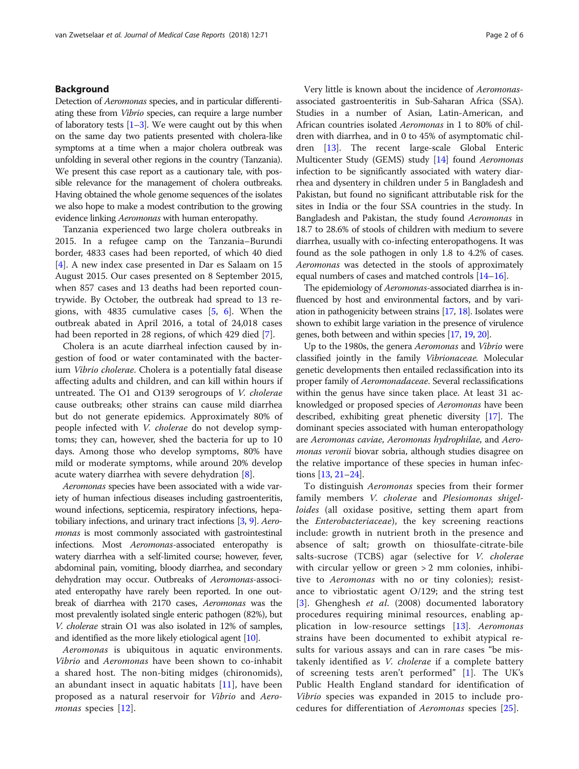## Background

Detection of *Aeromonas* species, and in particular differentiating these from *Vibrio* species, can require a large number of laboratory tests [1–3]. We were caught out by this when on the same day two patients presented with cholera-like symptoms at a time when a major cholera outbreak was unfolding in several other regions in the country (Tanzania). We present this case report as a cautionary tale, with possible relevance for the management of cholera outbreaks. Having obtained the whole genome sequences of the isolates we also hope to make a modest contribution to the growing evidence linking *Aeromonas* with human enteropathy.

Tanzania experienced two large cholera outbreaks in 2015. In a refugee camp on the Tanzania–Burundi border, 4833 cases had been reported, of which 40 died [4]. A new index case presented in Dar es Salaam on 15 August 2015. Our cases presented on 8 September 2015, when 857 cases and 13 deaths had been reported countrywide. By October, the outbreak had spread to 13 regions, with 4835 cumulative cases [5, 6]. When the outbreak abated in April 2016, a total of 24,018 cases had been reported in 28 regions, of which 429 died [7].

Cholera is an acute diarrheal infection caused by ingestion of food or water contaminated with the bacterium *Vibrio cholerae*. Cholera is a potentially fatal disease affecting adults and children, and can kill within hours if untreated. The O1 and O139 serogroups of *V. cholerae* cause outbreaks; other strains can cause mild diarrhea but do not generate epidemics. Approximately 80% of people infected with *V. cholerae* do not develop symptoms; they can, however, shed the bacteria for up to 10 days. Among those who develop symptoms, 80% have mild or moderate symptoms, while around 20% develop acute watery diarrhea with severe dehydration [8].

*Aeromonas* species have been associated with a wide variety of human infectious diseases including gastroenteritis, wound infections, septicemia, respiratory infections, hepatobiliary infections, and urinary tract infections [3, 9]. *Aeromonas* is most commonly associated with gastrointestinal infections. Most *Aeromonas*-associated enteropathy is watery diarrhea with a self-limited course; however, fever, abdominal pain, vomiting, bloody diarrhea, and secondary dehydration may occur. Outbreaks of *Aeromonas*-associated enteropathy have rarely been reported. In one outbreak of diarrhea with 2170 cases, *Aeromonas* was the most prevalently isolated single enteric pathogen (82%), but *V. cholerae* strain O1 was also isolated in 12% of samples, and identified as the more likely etiological agent [10].

*Aeromonas* is ubiquitous in aquatic environments. *Vibrio* and *Aeromonas* have been shown to co-inhabit a shared host. The non-biting midges (chironomids), an abundant insect in aquatic habitats [11], have been proposed as a natural reservoir for *Vibrio* and *Aeromonas* species [12].

Very little is known about the incidence of *Aeromonas*-associated gastroenteritis in Sub-Saharan Africa (SSA). Studies in a number of Asian, Latin-American, and African countries isolated *Aeromonas* in 1 to 80% of children with diarrhea, and in 0 to 45% of asymptomatic children [13]. The recent large-scale Global Enteric Multicenter Study (GEMS) study [14] found *Aeromonas* infection to be significantly associated with watery diarrhea and dysentery in children under 5 in Bangladesh and Pakistan, but found no significant attributable risk for the sites in India or the four SSA countries in the study. In Bangladesh and Pakistan, the study found *Aeromonas* in 18.7 to 28.6% of stools of children with medium to severe diarrhea, usually with co-infecting enteropathogens. It was found as the sole pathogen in only 1.8 to 4.2% of cases. *Aeromonas* was detected in the stools of approximately equal numbers of cases and matched controls [14–16].

The epidemiology of *Aeromonas*-associated diarrhea is influenced by host and environmental factors, and by variation in pathogenicity between strains [17, 18]. Isolates were shown to exhibit large variation in the presence of virulence genes, both between and within species [17, 19, 20].

Up to the 1980s, the genera *Aeromonas* and *Vibrio* were classified jointly in the family *Vibrionaceae*. Molecular genetic developments then entailed reclassification into its proper family of *Aeromonadaceae*. Several reclassifications within the genus have since taken place. At least 31 acknowledged or proposed species of *Aeromonas* have been described, exhibiting great phenetic diversity [17]. The dominant species associated with human enteropathology are *Aeromonas caviae*, *Aeromonas hydrophilae*, and *Aeromonas veronii* biovar sobria, although studies disagree on the relative importance of these species in human infections [13, 21–24].

To distinguish *Aeromonas* species from their former family members *V. cholerae* and *Plesiomonas shigelloides* (all oxidase positive, setting them apart from the *Enterobacteriaceae*), the key screening reactions include: growth in nutrient broth in the presence and absence of salt; growth on thiosulfate-citrate-bile salts-sucrose (TCBS) agar (selective for *V. cholerae* with circular yellow or green > 2 mm colonies, inhibitive to *Aeromonas* with no or tiny colonies); resistance to vibriostatic agent O/129; and the string test [3]. Ghenghesh *et al.* (2008) documented laboratory procedures requiring minimal resources, enabling application in low-resource settings [13]. *Aeromonas* strains have been documented to exhibit atypical results for various assays and can in rare cases "be mistakenly identified as *V. cholerae* if a complete battery of screening tests aren't performed" [1]. The UK's Public Health England standard for identification of *Vibrio* species was expanded in 2015 to include procedures for differentiation of *Aeromonas* species [25].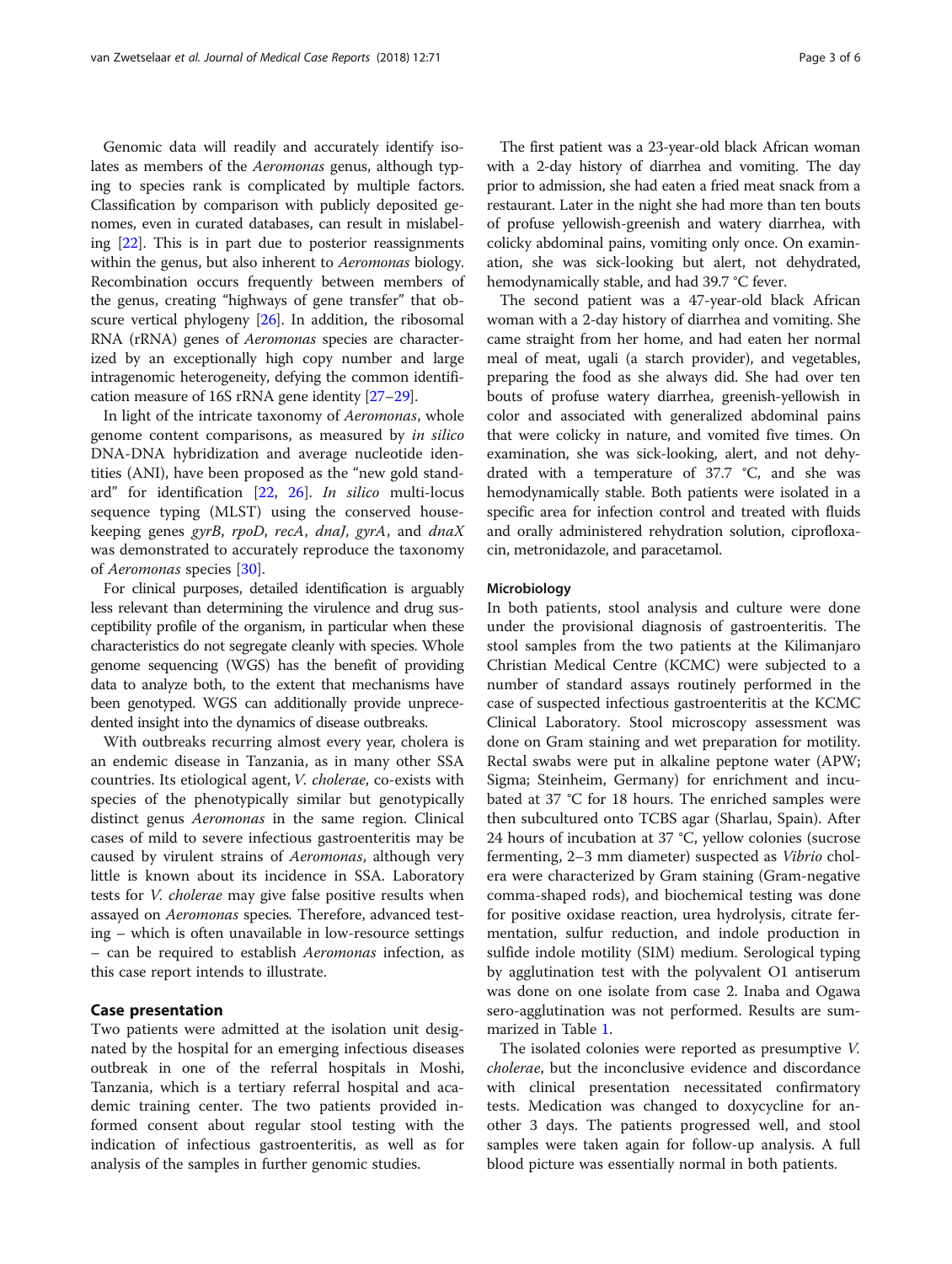Genomic data will readily and accurately identify isolates as members of the *Aeromonas* genus, although typing to species rank is complicated by multiple factors. Classification by comparison with publicly deposited genomes, even in curated databases, can result in mislabeling [22]. This is in part due to posterior reassignments within the genus, but also inherent to *Aeromonas* biology. Recombination occurs frequently between members of the genus, creating "highways of gene transfer" that obscure vertical phylogeny [26]. In addition, the ribosomal RNA (rRNA) genes of *Aeromonas* species are characterized by an exceptionally high copy number and large intragenomic heterogeneity, defying the common identification measure of 16S rRNA gene identity [27–29].

In light of the intricate taxonomy of *Aeromonas*, whole genome content comparisons, as measured by *in silico* DNA-DNA hybridization and average nucleotide identities (ANI), have been proposed as the "new gold standard" for identification [22, 26]. *In silico* multi-locus sequence typing (MLST) using the conserved housekeeping genes *gyrB*, *rpoD*, *recA*, *dnaJ*, *gyrA*, and *dnaX* was demonstrated to accurately reproduce the taxonomy of *Aeromonas* species [30].

For clinical purposes, detailed identification is arguably less relevant than determining the virulence and drug susceptibility profile of the organism, in particular when these characteristics do not segregate cleanly with species. Whole genome sequencing (WGS) has the benefit of providing data to analyze both, to the extent that mechanisms have been genotyped. WGS can additionally provide unprecedented insight into the dynamics of disease outbreaks.

With outbreaks recurring almost every year, cholera is an endemic disease in Tanzania, as in many other SSA countries. Its etiological agent, *V. cholerae*, co-exists with species of the phenotypically similar but genotypically distinct genus *Aeromonas* in the same region. Clinical cases of mild to severe infectious gastroenteritis may be caused by virulent strains of *Aeromonas*, although very little is known about its incidence in SSA. Laboratory tests for *V. cholerae* may give false positive results when assayed on *Aeromonas* species. Therefore, advanced testing – which is often unavailable in low-resource settings – can be required to establish *Aeromonas* infection, as this case report intends to illustrate.

## Case presentation

Two patients were admitted at the isolation unit designated by the hospital for an emerging infectious diseases outbreak in one of the referral hospitals in Moshi, Tanzania, which is a tertiary referral hospital and academic training center. The two patients provided informed consent about regular stool testing with the indication of infectious gastroenteritis, as well as for analysis of the samples in further genomic studies.

The first patient was a 23-year-old black African woman with a 2-day history of diarrhea and vomiting. The day prior to admission, she had eaten a fried meat snack from a restaurant. Later in the night she had more than ten bouts of profuse yellowish-greenish and watery diarrhea, with colicky abdominal pains, vomiting only once. On examination, she was sick-looking but alert, not dehydrated, hemodynamically stable, and had 39.7 °C fever.

The second patient was a 47-year-old black African woman with a 2-day history of diarrhea and vomiting. She came straight from her home, and had eaten her normal meal of meat, ugali (a starch provider), and vegetables, preparing the food as she always did. She had over ten bouts of profuse watery diarrhea, greenish-yellowish in color and associated with generalized abdominal pains that were colicky in nature, and vomited five times. On examination, she was sick-looking, alert, and not dehydrated with a temperature of 37.7 °C, and she was hemodynamically stable. Both patients were isolated in a specific area for infection control and treated with fluids and orally administered rehydration solution, ciprofloxacin, metronidazole, and paracetamol.

### Microbiology

In both patients, stool analysis and culture were done under the provisional diagnosis of gastroenteritis. The stool samples from the two patients at the Kilimanjaro Christian Medical Centre (KCMC) were subjected to a number of standard assays routinely performed in the case of suspected infectious gastroenteritis at the KCMC Clinical Laboratory. Stool microscopy assessment was done on Gram staining and wet preparation for motility. Rectal swabs were put in alkaline peptone water (APW; Sigma; Steinheim, Germany) for enrichment and incubated at 37 °C for 18 hours. The enriched samples were then subcultured onto TCBS agar (Sharlau, Spain). After 24 hours of incubation at 37 °C, yellow colonies (sucrose fermenting, 2–3 mm diameter) suspected as *Vibrio* cholera were characterized by Gram staining (Gram-negative comma-shaped rods), and biochemical testing was done for positive oxidase reaction, urea hydrolysis, citrate fermentation, sulfur reduction, and indole production in sulfide indole motility (SIM) medium. Serological typing by agglutination test with the polyvalent O1 antiserum was done on one isolate from case 2. Inaba and Ogawa sero-agglutination was not performed. Results are summarized in Table 1.

The isolated colonies were reported as presumptive *V. cholerae*, but the inconclusive evidence and discordance with clinical presentation necessitated confirmatory tests. Medication was changed to doxycycline for another 3 days. The patients progressed well, and stool samples were taken again for follow-up analysis. A full blood picture was essentially normal in both patients.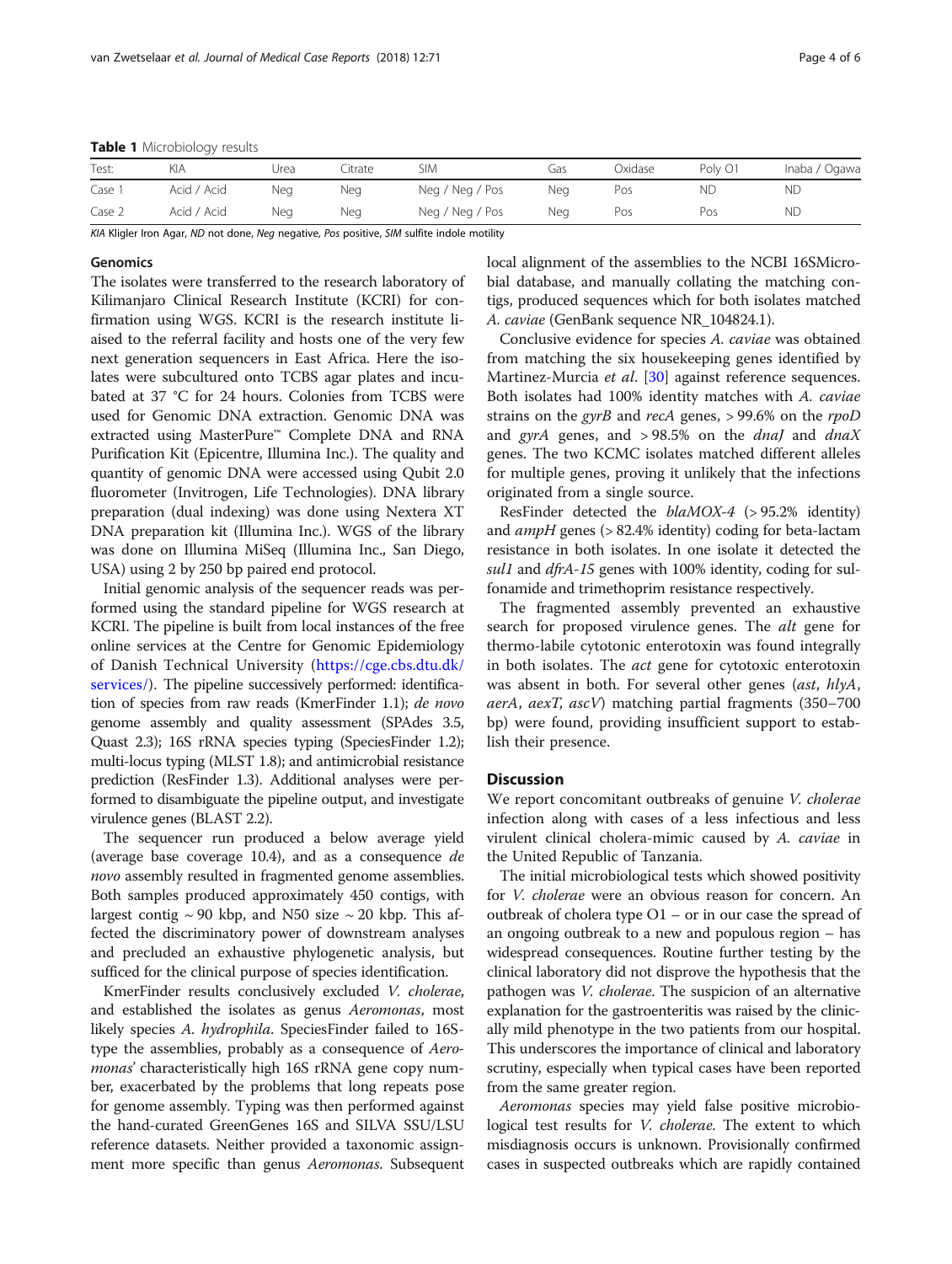**Table 1** Microbiology results

| Test: | KIA | Urea | Citrate | SIM | Gas | Oxidase | Poly O1 | Inaba / Ogawa |
|---|---|---|---|---|---|---|---|---|
| Case 1 | Acid / Acid | Neg | Neg | Neg / Neg / Pos | Neg | Pos | ND | ND |
| Case 2 | Acid / Acid | Neg | Neg | Neg / Neg / Pos | Neg | Pos | Pos | ND |

*KIA* Kligler Iron Agar, *ND* not done, *Neg* negative, *Pos* positive, *SIM* sulfite indole motility

### Genomics

The isolates were transferred to the research laboratory of Kilimanjaro Clinical Research Institute (KCRI) for confirmation using WGS. KCRI is the research institute liaised to the referral facility and hosts one of the very few next generation sequencers in East Africa. Here the isolates were subcultured onto TCBS agar plates and incubated at 37 °C for 24 hours. Colonies from TCBS were used for Genomic DNA extraction. Genomic DNA was extracted using MasterPure™ Complete DNA and RNA Purification Kit (Epicentre, Illumina Inc.). The quality and quantity of genomic DNA were accessed using Qubit 2.0 fluorometer (Invitrogen, Life Technologies). DNA library preparation (dual indexing) was done using Nextera XT DNA preparation kit (Illumina Inc.). WGS of the library was done on Illumina MiSeq (Illumina Inc., San Diego, USA) using 2 by 250 bp paired end protocol.

Initial genomic analysis of the sequencer reads was performed using the standard pipeline for WGS research at KCRI. The pipeline is built from local instances of the free online services at the Centre for Genomic Epidemiology of Danish Technical University (https://cge.cbs.dtu.dk/services/). The pipeline successively performed: identification of species from raw reads (KmerFinder 1.1); *de novo* genome assembly and quality assessment (SPAdes 3.5, Quast 2.3); 16S rRNA species typing (SpeciesFinder 1.2); multi-locus typing (MLST 1.8); and antimicrobial resistance prediction (ResFinder 1.3). Additional analyses were performed to disambiguate the pipeline output, and investigate virulence genes (BLAST 2.2).

The sequencer run produced a below average yield (average base coverage 10.4), and as a consequence *de novo* assembly resulted in fragmented genome assemblies. Both samples produced approximately 450 contigs, with largest contig ~ 90 kbp, and N50 size ~ 20 kbp. This affected the discriminatory power of downstream analyses and precluded an exhaustive phylogenetic analysis, but sufficed for the clinical purpose of species identification.

KmerFinder results conclusively excluded *V. cholerae*, and established the isolates as genus *Aeromonas*, most likely species *A. hydrophila*. SpeciesFinder failed to 16S-type the assemblies, probably as a consequence of *Aeromonas*' characteristically high 16S rRNA gene copy number, exacerbated by the problems that long repeats pose for genome assembly. Typing was then performed against the hand-curated GreenGenes 16S and SILVA SSU/LSU reference datasets. Neither provided a taxonomic assignment more specific than genus *Aeromonas*. Subsequent local alignment of the assemblies to the NCBI 16SMicrobial database, and manually collating the matching contigs, produced sequences which for both isolates matched *A. caviae* (GenBank sequence NR_104824.1).

Conclusive evidence for species *A. caviae* was obtained from matching the six housekeeping genes identified by Martinez-Murcia *et al*. [30] against reference sequences. Both isolates had 100% identity matches with *A. caviae* strains on the *gyrB* and *recA* genes, > 99.6% on the *rpoD* and *gyrA* genes, and > 98.5% on the *dnaJ* and *dnaX* genes. The two KCMC isolates matched different alleles for multiple genes, proving it unlikely that the infections originated from a single source.

ResFinder detected the *blaMOX-4* (> 95.2% identity) and *ampH* genes (> 82.4% identity) coding for beta-lactam resistance in both isolates. In one isolate it detected the *sul1* and *dfrA-15* genes with 100% identity, coding for sulfonamide and trimethoprim resistance respectively.

The fragmented assembly prevented an exhaustive search for proposed virulence genes. The *alt* gene for thermo-labile cytotonic enterotoxin was found integrally in both isolates. The *act* gene for cytotoxic enterotoxin was absent in both. For several other genes (*ast*, *hlyA*, *aerA*, *aexT*, *ascV*) matching partial fragments (350–700 bp) were found, providing insufficient support to establish their presence.

## Discussion

We report concomitant outbreaks of genuine *V. cholerae* infection along with cases of a less infectious and less virulent clinical cholera-mimic caused by *A. caviae* in the United Republic of Tanzania.

The initial microbiological tests which showed positivity for *V. cholerae* were an obvious reason for concern. An outbreak of cholera type O1 – or in our case the spread of an ongoing outbreak to a new and populous region – has widespread consequences. Routine further testing by the clinical laboratory did not disprove the hypothesis that the pathogen was *V. cholerae*. The suspicion of an alternative explanation for the gastroenteritis was raised by the clinically mild phenotype in the two patients from our hospital. This underscores the importance of clinical and laboratory scrutiny, especially when typical cases have been reported from the same greater region.

*Aeromonas* species may yield false positive microbiological test results for *V. cholerae*. The extent to which misdiagnosis occurs is unknown. Provisionally confirmed cases in suspected outbreaks which are rapidly contained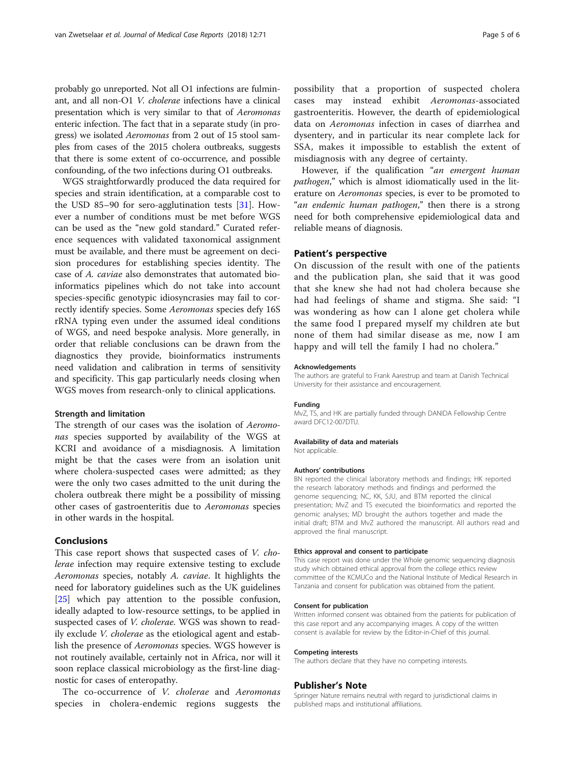probably go unreported. Not all O1 infections are fulminant, and all non-O1 *V. cholerae* infections have a clinical presentation which is very similar to that of *Aeromonas* enteric infection. The fact that in a separate study (in progress) we isolated *Aeromonas* from 2 out of 15 stool samples from cases of the 2015 cholera outbreaks, suggests that there is some extent of co-occurrence, and possible confounding, of the two infections during O1 outbreaks.

WGS straightforwardly produced the data required for species and strain identification, at a comparable cost to the USD 85–90 for sero-agglutination tests [31]. However a number of conditions must be met before WGS can be used as the "new gold standard." Curated reference sequences with validated taxonomical assignment must be available, and there must be agreement on decision procedures for establishing species identity. The case of *A. caviae* also demonstrates that automated bioinformatics pipelines which do not take into account species-specific genotypic idiosyncrasies may fail to correctly identify species. Some *Aeromonas* species defy 16S rRNA typing even under the assumed ideal conditions of WGS, and need bespoke analysis. More generally, in order that reliable conclusions can be drawn from the diagnostics they provide, bioinformatics instruments need validation and calibration in terms of sensitivity and specificity. This gap particularly needs closing when WGS moves from research-only to clinical applications.

### Strength and limitation

The strength of our cases was the isolation of *Aeromonas* species supported by availability of the WGS at KCRI and avoidance of a misdiagnosis. A limitation might be that the cases were from an isolation unit where cholera-suspected cases were admitted; as they were the only two cases admitted to the unit during the cholera outbreak there might be a possibility of missing other cases of gastroenteritis due to *Aeromonas* species in other wards in the hospital.

## Conclusions

This case report shows that suspected cases of *V. cholerae* infection may require extensive testing to exclude *Aeromonas* species, notably *A. caviae*. It highlights the need for laboratory guidelines such as the UK guidelines [25] which pay attention to the possible confusion, ideally adapted to low-resource settings, to be applied in suspected cases of *V. cholerae*. WGS was shown to readily exclude *V. cholerae* as the etiological agent and establish the presence of *Aeromonas* species. WGS however is not routinely available, certainly not in Africa, nor will it soon replace classical microbiology as the first-line diagnostic for cases of enteropathy.

The co-occurrence of *V. cholerae* and *Aeromonas* species in cholera-endemic regions suggests the possibility that a proportion of suspected cholera cases may instead exhibit *Aeromonas*-associated gastroenteritis. However, the dearth of epidemiological data on *Aeromonas* infection in cases of diarrhea and dysentery, and in particular its near complete lack for SSA, makes it impossible to establish the extent of misdiagnosis with any degree of certainty.

However, if the qualification "*an emergent human pathogen*," which is almost idiomatically used in the literature on *Aeromonas* species, is ever to be promoted to "*an endemic human pathogen*," then there is a strong need for both comprehensive epidemiological data and reliable means of diagnosis.

## Patient's perspective

On discussion of the result with one of the patients and the publication plan, she said that it was good that she knew she had not had cholera because she had had feelings of shame and stigma. She said: "I was wondering as how can I alone get cholera while the same food I prepared myself my children ate but none of them had similar disease as me, now I am happy and will tell the family I had no cholera."

#### Acknowledgements

The authors are grateful to Frank Aarestrup and team at Danish Technical University for their assistance and encouragement.

#### Funding

MvZ, TS, and HK are partially funded through DANIDA Fellowship Centre award DFC12-007DTU.

#### Availability of data and materials

Not applicable.

#### Authors' contributions

BN reported the clinical laboratory methods and findings; HK reported the research laboratory methods and findings and performed the genome sequencing; NC, KK, SJU, and BTM reported the clinical presentation; MvZ and TS executed the bioinformatics and reported the genomic analyses; MD brought the authors together and made the initial draft; BTM and MvZ authored the manuscript. All authors read and approved the final manuscript.

#### Ethics approval and consent to participate

This case report was done under the Whole genomic sequencing diagnosis study which obtained ethical approval from the college ethics review committee of the KCMUCo and the National Institute of Medical Research in Tanzania and consent for publication was obtained from the patient.

#### Consent for publication

Written informed consent was obtained from the patients for publication of this case report and any accompanying images. A copy of the written consent is available for review by the Editor-in-Chief of this journal.

#### Competing interests

The authors declare that they have no competing interests.

## Publisher's Note

Springer Nature remains neutral with regard to jurisdictional claims in published maps and institutional affiliations.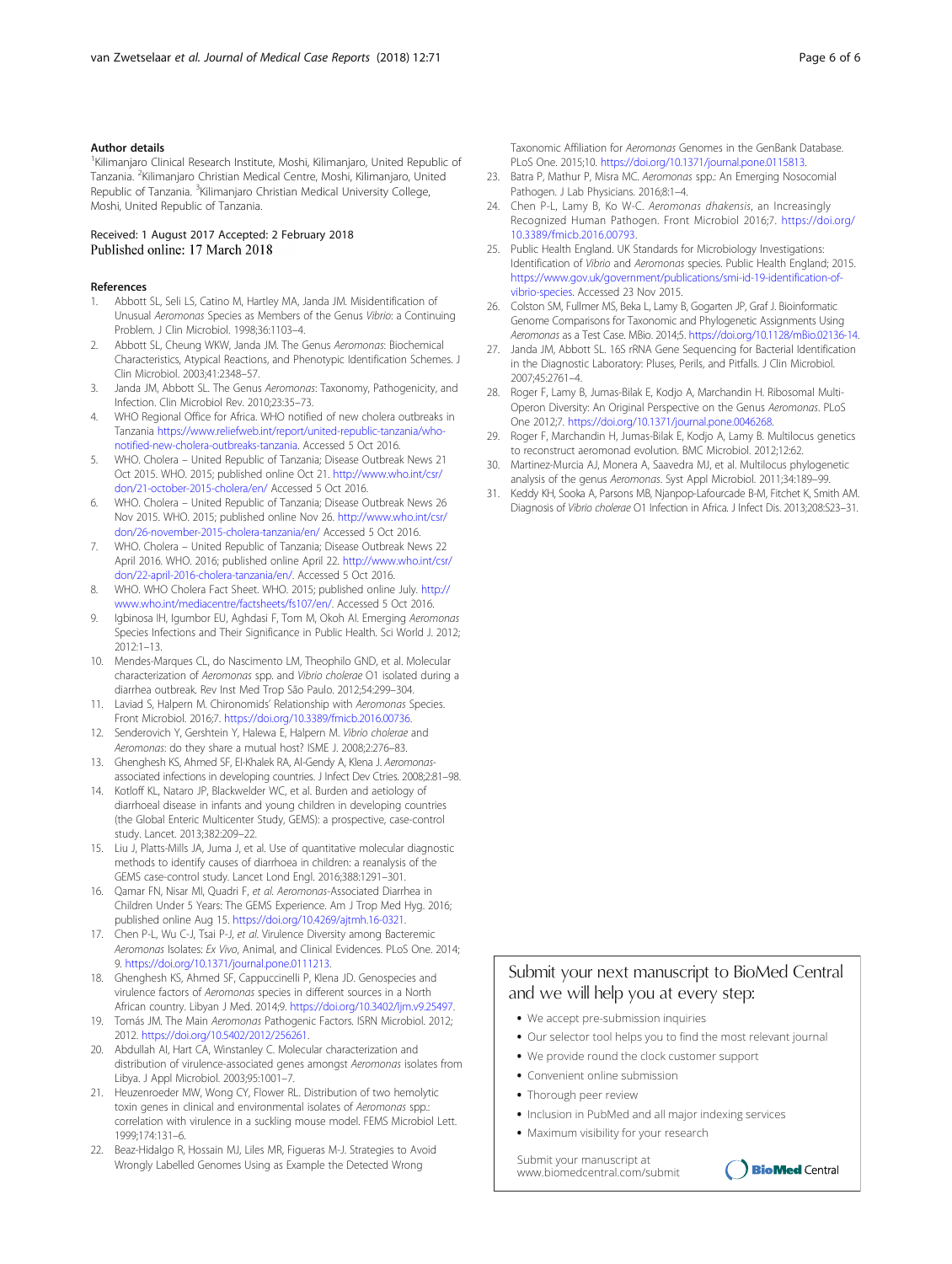## Author details

[1]Kilimanjaro Clinical Research Institute, Moshi, Kilimanjaro, United Republic of Tanzania. [2]Kilimanjaro Christian Medical Centre, Moshi, Kilimanjaro, United Republic of Tanzania. [3]Kilimanjaro Christian Medical University College, Moshi, United Republic of Tanzania.

Received: 1 August 2017 Accepted: 2 February 2018
Published online: 17 March 2018

## References

1. Abbott SL, Seli LS, Catino M, Hartley MA, Janda JM. Misidentification of Unusual *Aeromonas* Species as Members of the Genus *Vibrio*: a Continuing Problem. J Clin Microbiol. 1998;36:1103–4.
2. Abbott SL, Cheung WKW, Janda JM. The Genus *Aeromonas*: Biochemical Characteristics, Atypical Reactions, and Phenotypic Identification Schemes. J Clin Microbiol. 2003;41:2348–57.
3. Janda JM, Abbott SL. The Genus *Aeromonas*: Taxonomy, Pathogenicity, and Infection. Clin Microbiol Rev. 2010;23:35–73.
4. WHO Regional Office for Africa. WHO notified of new cholera outbreaks in Tanzania https://www.reliefweb.int/report/united-republic-tanzania/who-notified-new-cholera-outbreaks-tanzania. Accessed 5 Oct 2016.
5. WHO. Cholera – United Republic of Tanzania; Disease Outbreak News 21 Oct 2015. WHO. 2015; published online Oct 21. http://www.who.int/csr/don/21-october-2015-cholera/en/ Accessed 5 Oct 2016.
6. WHO. Cholera – United Republic of Tanzania; Disease Outbreak News 26 Nov 2015. WHO. 2015; published online Nov 26. http://www.who.int/csr/don/26-november-2015-cholera-tanzania/en/ Accessed 5 Oct 2016.
7. WHO. Cholera – United Republic of Tanzania; Disease Outbreak News 22 April 2016. WHO. 2016; published online April 22. http://www.who.int/csr/don/22-april-2016-cholera-tanzania/en/. Accessed 5 Oct 2016.
8. WHO. WHO Cholera Fact Sheet. WHO. 2015; published online July. http://www.who.int/mediacentre/factsheets/fs107/en/. Accessed 5 Oct 2016.
9. Igbinosa IH, Igumbor EU, Aghdasi F, Tom M, Okoh AI. Emerging *Aeromonas* Species Infections and Their Significance in Public Health. Sci World J. 2012; 2012:1–13.
10. Mendes-Marques CL, do Nascimento LM, Theophilo GND, et al. Molecular characterization of *Aeromonas* spp. and *Vibrio cholerae* O1 isolated during a diarrhea outbreak. Rev Inst Med Trop São Paulo. 2012;54:299–304.
11. Laviad S, Halpern M. Chironomids' Relationship with *Aeromonas* Species. Front Microbiol. 2016;7. https://doi.org/10.3389/fmicb.2016.00736.
12. Senderovich Y, Gershtein Y, Halewa E, Halpern M. *Vibrio cholerae* and *Aeromonas*: do they share a mutual host? ISME J. 2008;2:276–83.
13. Ghenghesh KS, Ahmed SF, El-Khalek RA, Al-Gendy A, Klena J. *Aeromonas*-associated infections in developing countries. J Infect Dev Ctries. 2008;2:81–98.
14. Kotloff KL, Nataro JP, Blackwelder WC, et al. Burden and aetiology of diarrhoeal disease in infants and young children in developing countries (the Global Enteric Multicenter Study, GEMS): a prospective, case-control study. Lancet. 2013;382:209–22.
15. Liu J, Platts-Mills JA, Juma J, et al. Use of quantitative molecular diagnostic methods to identify causes of diarrhoea in children: a reanalysis of the GEMS case-control study. Lancet Lond Engl. 2016;388:1291–301.
16. Qamar FN, Nisar MI, Quadri F, *et al*. *Aeromonas*-Associated Diarrhea in Children Under 5 Years: The GEMS Experience. Am J Trop Med Hyg. 2016; published online Aug 15. https://doi.org/10.4269/ajtmh.16-0321.
17. Chen P-L, Wu C-J, Tsai P-J, *et al*. Virulence Diversity among Bacteremic *Aeromonas* Isolates: *Ex Vivo*, Animal, and Clinical Evidences. PLoS One. 2014; 9. https://doi.org/10.1371/journal.pone.0111213.
18. Ghenghesh KS, Ahmed SF, Cappuccinelli P, Klena JD. Genospecies and virulence factors of *Aeromonas* species in different sources in a North African country. Libyan J Med. 2014;9. https://doi.org/10.3402/ljm.v9.25497.
19. Tomás JM. The Main *Aeromonas* Pathogenic Factors. ISRN Microbiol. 2012; 2012. https://doi.org/10.5402/2012/256261.
20. Abdullah AI, Hart CA, Winstanley C. Molecular characterization and distribution of virulence-associated genes amongst *Aeromonas* isolates from Libya. J Appl Microbiol. 2003;95:1001–7.
21. Heuzenroeder MW, Wong CY, Flower RL. Distribution of two hemolytic toxin genes in clinical and environmental isolates of *Aeromonas* spp.: correlation with virulence in a suckling mouse model. FEMS Microbiol Lett. 1999;174:131–6.
22. Beaz-Hidalgo R, Hossain MJ, Liles MR, Figueras M-J. Strategies to Avoid Wrongly Labelled Genomes Using as Example the Detected Wrong Taxonomic Affiliation for *Aeromonas* Genomes in the GenBank Database. PLoS One. 2015;10. https://doi.org/10.1371/journal.pone.0115813.
23. Batra P, Mathur P, Misra MC. *Aeromonas* spp.: An Emerging Nosocomial Pathogen. J Lab Physicians. 2016;8:1–4.
24. Chen P-L, Lamy B, Ko W-C. *Aeromonas dhakensis*, an Increasingly Recognized Human Pathogen. Front Microbiol 2016;7. https://doi.org/10.3389/fmicb.2016.00793.
25. Public Health England. UK Standards for Microbiology Investigations: Identification of *Vibrio* and *Aeromonas* species. Public Health England; 2015. https://www.gov.uk/government/publications/smi-id-19-identification-of-vibrio-species. Accessed 23 Nov 2015.
26. Colston SM, Fullmer MS, Beka L, Lamy B, Gogarten JP, Graf J. Bioinformatic Genome Comparisons for Taxonomic and Phylogenetic Assignments Using *Aeromonas* as a Test Case. MBio. 2014;5. https://doi.org/10.1128/mBio.02136-14.
27. Janda JM, Abbott SL. 16S rRNA Gene Sequencing for Bacterial Identification in the Diagnostic Laboratory: Pluses, Perils, and Pitfalls. J Clin Microbiol. 2007;45:2761–4.
28. Roger F, Lamy B, Jumas-Bilak E, Kodjo A, Marchandin H. Ribosomal Multi-Operon Diversity: An Original Perspective on the Genus *Aeromonas*. PLoS One 2012;7. https://doi.org/10.1371/journal.pone.0046268.
29. Roger F, Marchandin H, Jumas-Bilak E, Kodjo A, Lamy B. Multilocus genetics to reconstruct aeromonad evolution. BMC Microbiol. 2012;12:62.
30. Martinez-Murcia AJ, Monera A, Saavedra MJ, et al. Multilocus phylogenetic analysis of the genus *Aeromonas*. Syst Appl Microbiol. 2011;34:189–99.
31. Keddy KH, Sooka A, Parsons MB, Njanpop-Lafourcade B-M, Fitchet K, Smith AM. Diagnosis of *Vibrio cholerae* O1 Infection in Africa. J Infect Dis. 2013;208:S23–31.

Submit your next manuscript to BioMed Central and we will help you at every step:

- We accept pre-submission inquiries
- Our selector tool helps you to find the most relevant journal
- We provide round the clock customer support
- Convenient online submission
- Thorough peer review
- Inclusion in PubMed and all major indexing services
- Maximum visibility for your research

Submit your manuscript at www.biomedcentral.com/submit

BioMed Central